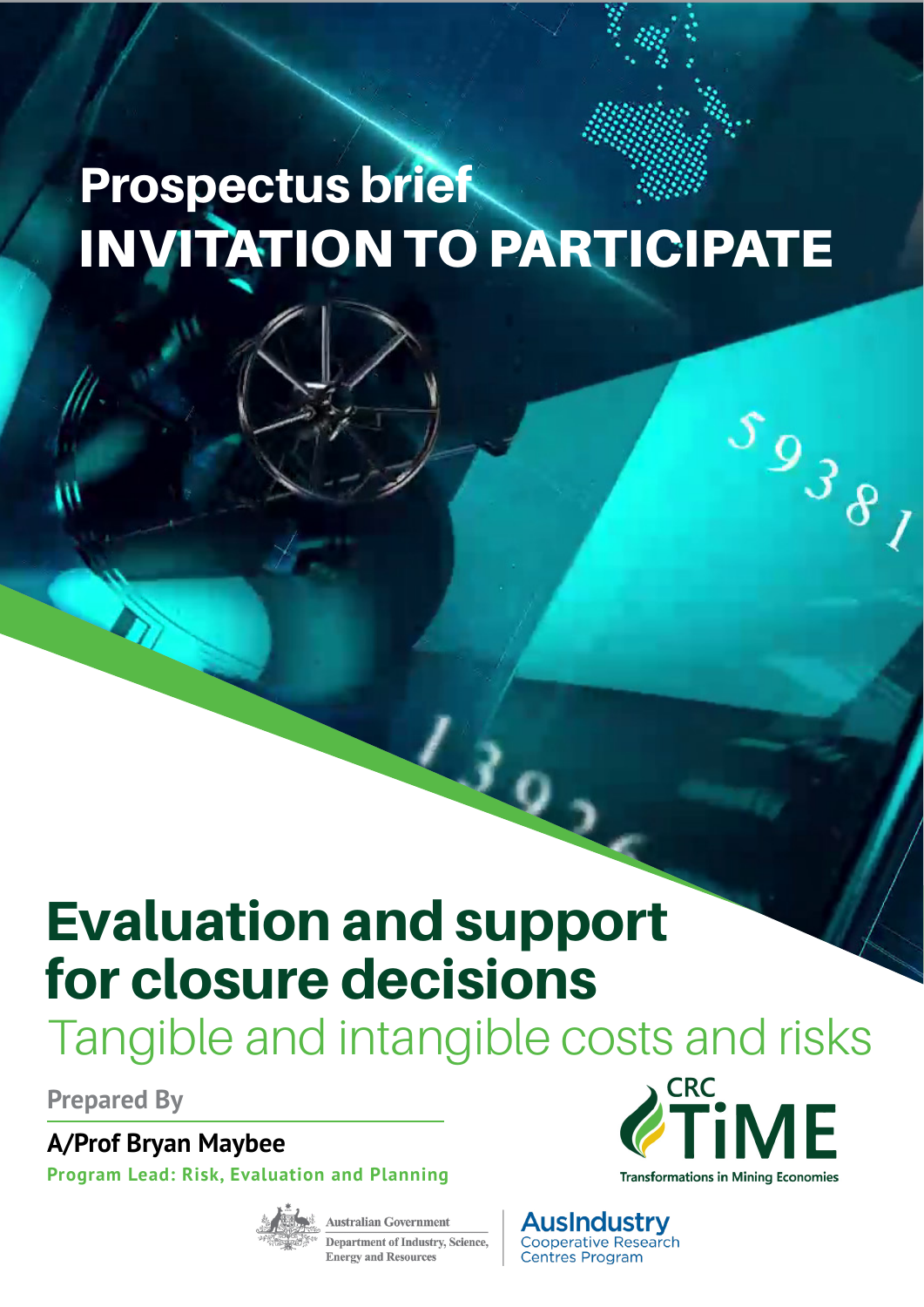# Prospectus brief
# INVITATION TO PARTICIPATE

# Evaluation and support for closure decisions

## Tangible and intangible costs and risks

**Prepared By**

**A/Prof Bryan Maybee**

**Program Lead: Risk, Evaluation and Planning**

CRC TiME
Transformations in Mining Economies

Australian Government
Department of Industry, Science, Energy and Resources

AusIndustry
Cooperative Research Centres Program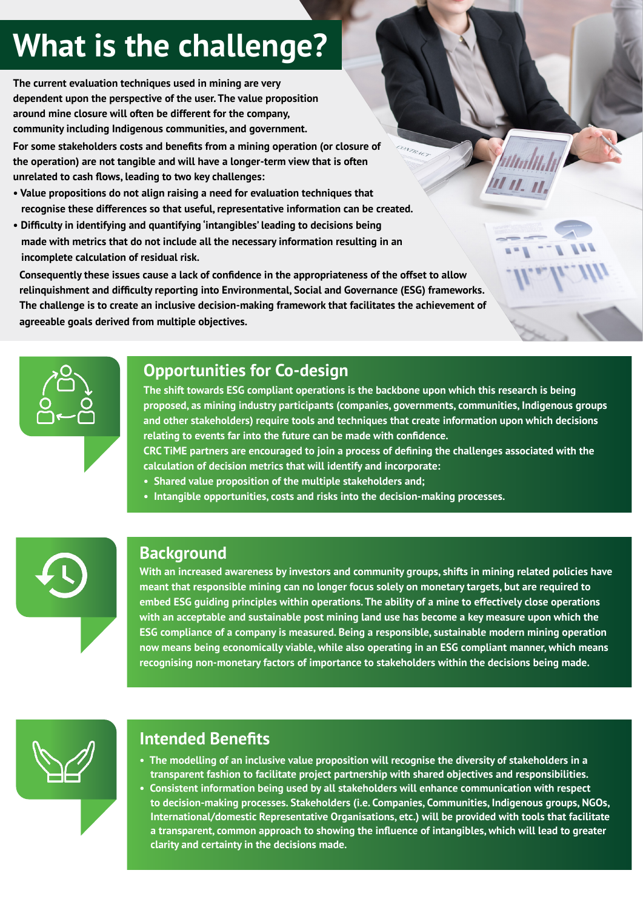# What is the challenge?

The current evaluation techniques used in mining are very dependent upon the perspective of the user. The value proposition around mine closure will often be different for the company, community including Indigenous communities, and government.

For some stakeholders costs and benefits from a mining operation (or closure of the operation) are not tangible and will have a longer-term view that is often unrelated to cash flows, leading to two key challenges:

- Value propositions do not align raising a need for evaluation techniques that recognise these differences so that useful, representative information can be created.
- Difficulty in identifying and quantifying 'intangibles' leading to decisions being made with metrics that do not include all the necessary information resulting in an incomplete calculation of residual risk.

Consequently these issues cause a lack of confidence in the appropriateness of the offset to allow relinquishment and difficulty reporting into Environmental, Social and Governance (ESG) frameworks. The challenge is to create an inclusive decision-making framework that facilitates the achievement of agreeable goals derived from multiple objectives.

## Opportunities for Co-design

The shift towards ESG compliant operations is the backbone upon which this research is being proposed, as mining industry participants (companies, governments, communities, Indigenous groups and other stakeholders) require tools and techniques that create information upon which decisions relating to events far into the future can be made with confidence.

CRC TiME partners are encouraged to join a process of defining the challenges associated with the calculation of decision metrics that will identify and incorporate:

- Shared value proposition of the multiple stakeholders and;
- Intangible opportunities, costs and risks into the decision-making processes.

## Background

With an increased awareness by investors and community groups, shifts in mining related policies have meant that responsible mining can no longer focus solely on monetary targets, but are required to embed ESG guiding principles within operations. The ability of a mine to effectively close operations with an acceptable and sustainable post mining land use has become a key measure upon which the ESG compliance of a company is measured. Being a responsible, sustainable modern mining operation now means being economically viable, while also operating in an ESG compliant manner, which means recognising non-monetary factors of importance to stakeholders within the decisions being made.

## Intended Benefits

- The modelling of an inclusive value proposition will recognise the diversity of stakeholders in a transparent fashion to facilitate project partnership with shared objectives and responsibilities.
- Consistent information being used by all stakeholders will enhance communication with respect to decision-making processes. Stakeholders (i.e. Companies, Communities, Indigenous groups, NGOs, International/domestic Representative Organisations, etc.) will be provided with tools that facilitate a transparent, common approach to showing the influence of intangibles, which will lead to greater clarity and certainty in the decisions made.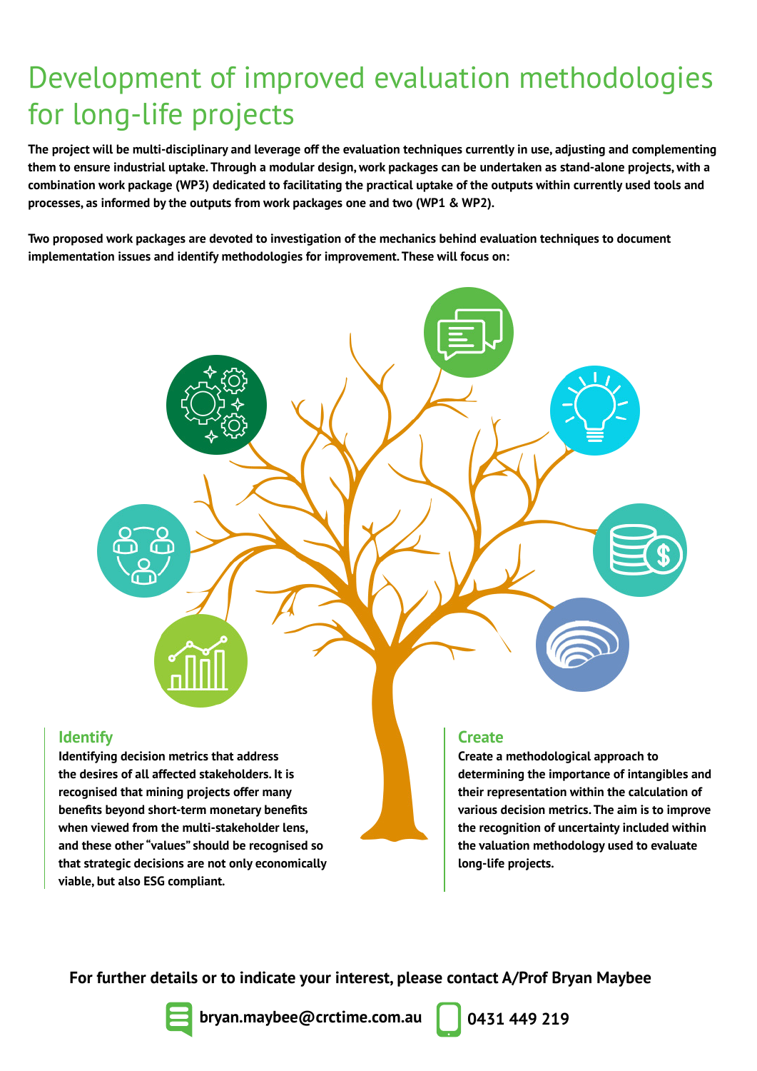# Development of improved evaluation methodologies for long-life projects

**The project will be multi-disciplinary and leverage off the evaluation techniques currently in use, adjusting and complementing them to ensure industrial uptake. Through a modular design, work packages can be undertaken as stand-alone projects, with a combination work package (WP3) dedicated to facilitating the practical uptake of the outputs within currently used tools and processes, as informed by the outputs from work packages one and two (WP1 & WP2).**

**Two proposed work packages are devoted to investigation of the mechanics behind evaluation techniques to document implementation issues and identify methodologies for improvement. These will focus on:**

### Identify

**Identifying decision metrics that address the desires of all affected stakeholders. It is recognised that mining projects offer many benefits beyond short-term monetary benefits when viewed from the multi-stakeholder lens, and these other "values" should be recognised so that strategic decisions are not only economically viable, but also ESG compliant.**

### Create

**Create a methodological approach to determining the importance of intangibles and their representation within the calculation of various decision metrics. The aim is to improve the recognition of uncertainty included within the valuation methodology used to evaluate long-life projects.**

**For further details or to indicate your interest, please contact A/Prof Bryan Maybee**

**bryan.maybee@crctime.com.au** **0431 449 219**